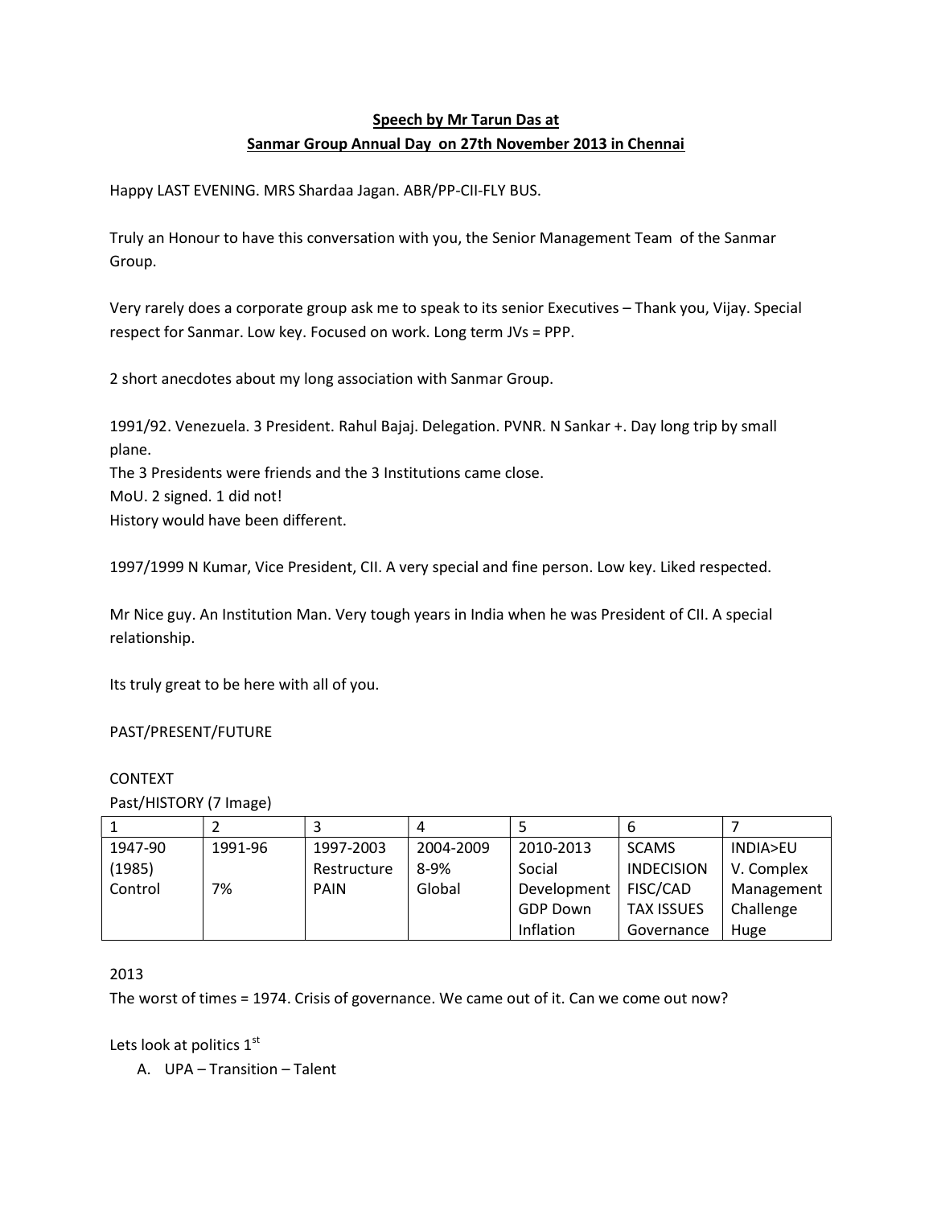**Speech by Mr Tarun Das at**

**Sanmar Group Annual Day on 27th November 2013 in Chennai**

Happy LAST EVENING. MRS Shardaa Jagan. ABR/PP-CII-FLY BUS.

Truly an Honour to have this conversation with you, the Senior Management Team of the Sanmar Group.

Very rarely does a corporate group ask me to speak to its senior Executives – Thank you, Vijay. Special respect for Sanmar. Low key. Focused on work. Long term JVs = PPP.

2 short anecdotes about my long association with Sanmar Group.

1991/92. Venezuela. 3 President. Rahul Bajaj. Delegation. PVNR. N Sankar +. Day long trip by small plane.
The 3 Presidents were friends and the 3 Institutions came close.
MoU. 2 signed. 1 did not!
History would have been different.

1997/1999 N Kumar, Vice President, CII. A very special and fine person. Low key. Liked respected.

Mr Nice guy. An Institution Man. Very tough years in India when he was President of CII. A special relationship.

Its truly great to be here with all of you.

PAST/PRESENT/FUTURE

CONTEXT

Past/HISTORY (7 Image)

| 1 | 2 | 3 | 4 | 5 | 6 | 7 |
|---|---|---|---|---|---|---|
| 1947-90 (1985) Control | 1991-96 7% | 1997-2003 Restructure PAIN | 2004-2009 8-9% Global | 2010-2013 Social Development GDP Down Inflation | SCAMS INDECISION FISC/CAD TAX ISSUES Governance | INDIA>EU V. Complex Management Challenge Huge |

2013

The worst of times = 1974. Crisis of governance. We came out of it. Can we come out now?

Lets look at politics 1st

A. UPA – Transition – Talent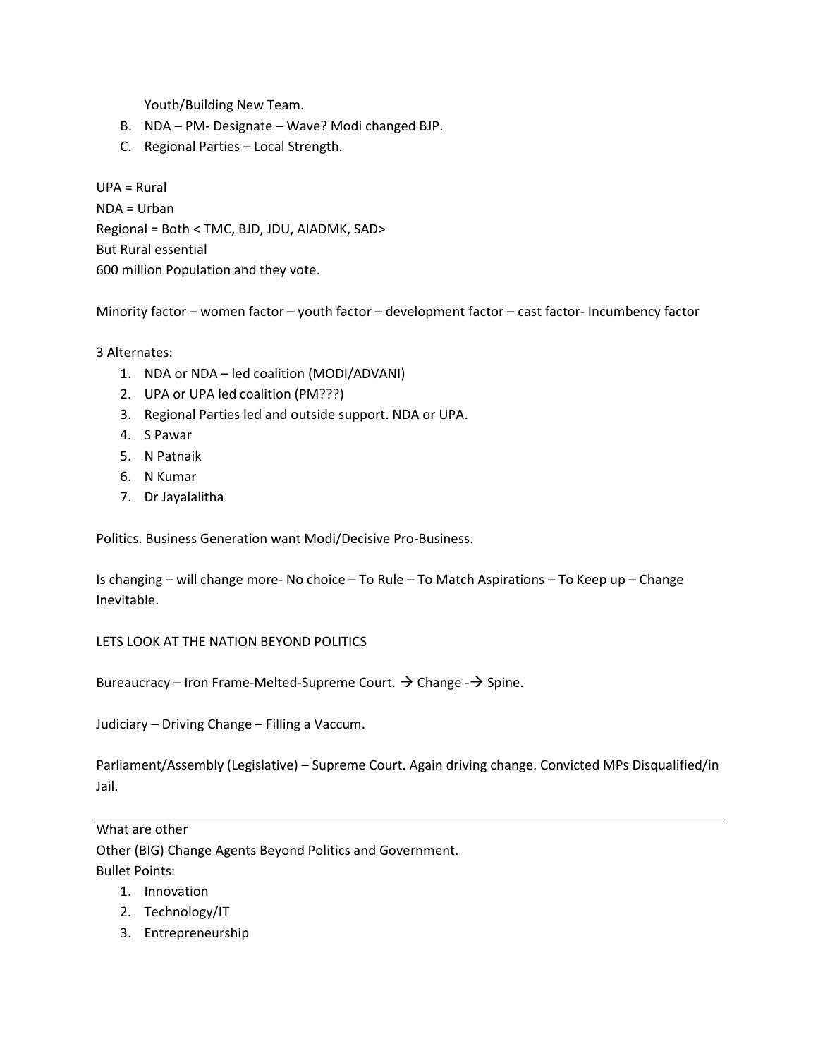Youth/Building New Team.

B. NDA – PM- Designate – Wave? Modi changed BJP.
C. Regional Parties – Local Strength.

UPA = Rural
NDA = Urban
Regional = Both < TMC, BJD, JDU, AIADMK, SAD>
But Rural essential
600 million Population and they vote.

Minority factor – women factor – youth factor – development factor – cast factor- Incumbency factor

3 Alternates:

1. NDA or NDA – led coalition (MODI/ADVANI)
2. UPA or UPA led coalition (PM???)
3. Regional Parties led and outside support. NDA or UPA.
4. S Pawar
5. N Patnaik
6. N Kumar
7. Dr Jayalalitha

Politics. Business Generation want Modi/Decisive Pro-Business.

Is changing – will change more- No choice – To Rule – To Match Aspirations – To Keep up – Change Inevitable.

LETS LOOK AT THE NATION BEYOND POLITICS

Bureaucracy – Iron Frame-Melted-Supreme Court. → Change -→ Spine.

Judiciary – Driving Change – Filling a Vaccum.

Parliament/Assembly (Legislative) – Supreme Court. Again driving change. Convicted MPs Disqualified/in Jail.

---

What are other
Other (BIG) Change Agents Beyond Politics and Government.
Bullet Points:

1. Innovation
2. Technology/IT
3. Entrepreneurship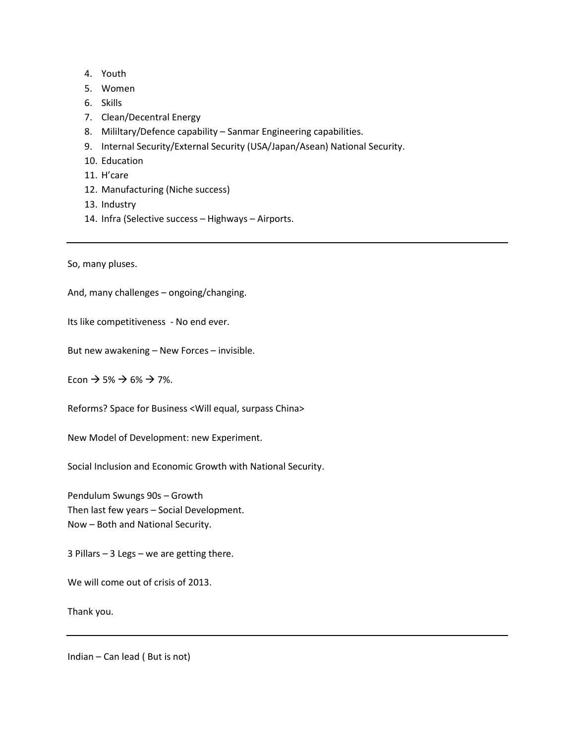4. Youth
5. Women
6. Skills
7. Clean/Decentral Energy
8. Mililtary/Defence capability – Sanmar Engineering capabilities.
9. Internal Security/External Security (USA/Japan/Asean) National Security.
10. Education
11. H'care
12. Manufacturing (Niche success)
13. Industry
14. Infra (Selective success – Highways – Airports.

---

So, many pluses.

And, many challenges – ongoing/changing.

Its like competitiveness - No end ever.

But new awakening – New Forces – invisible.

Econ → 5% → 6% → 7%.

Reforms? Space for Business <Will equal, surpass China>

New Model of Development: new Experiment.

Social Inclusion and Economic Growth with National Security.

Pendulum Swungs 90s – Growth
Then last few years – Social Development.
Now – Both and National Security.

3 Pillars – 3 Legs – we are getting there.

We will come out of crisis of 2013.

Thank you.

---

Indian – Can lead ( But is not)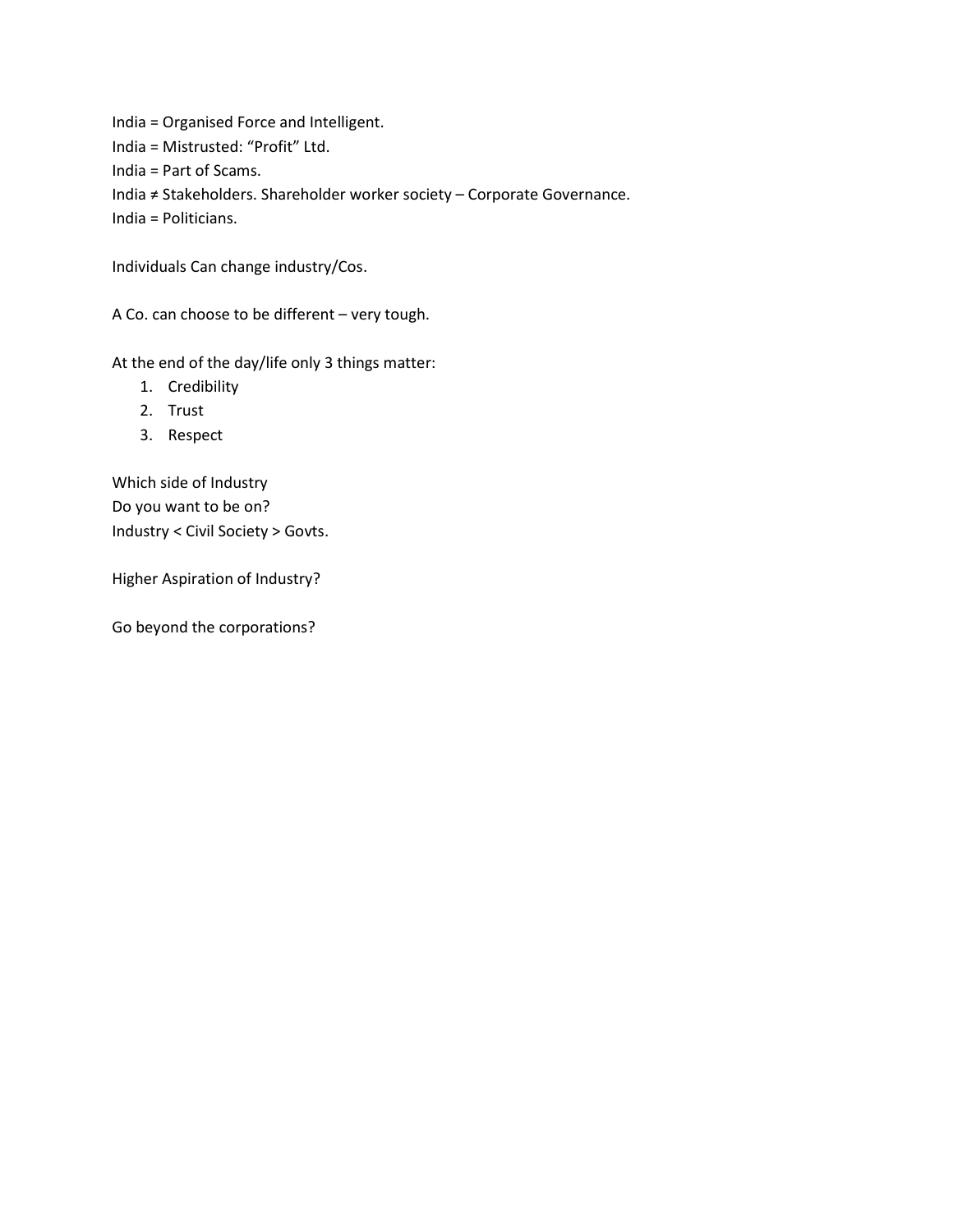India = Organised Force and Intelligent.
India = Mistrusted: “Profit” Ltd.
India = Part of Scams.
India ≠ Stakeholders. Shareholder worker society – Corporate Governance.
India = Politicians.

Individuals Can change industry/Cos.

A Co. can choose to be different – very tough.

At the end of the day/life only 3 things matter:

1. Credibility
2. Trust
3. Respect

Which side of Industry
Do you want to be on?
Industry < Civil Society > Govts.

Higher Aspiration of Industry?

Go beyond the corporations?